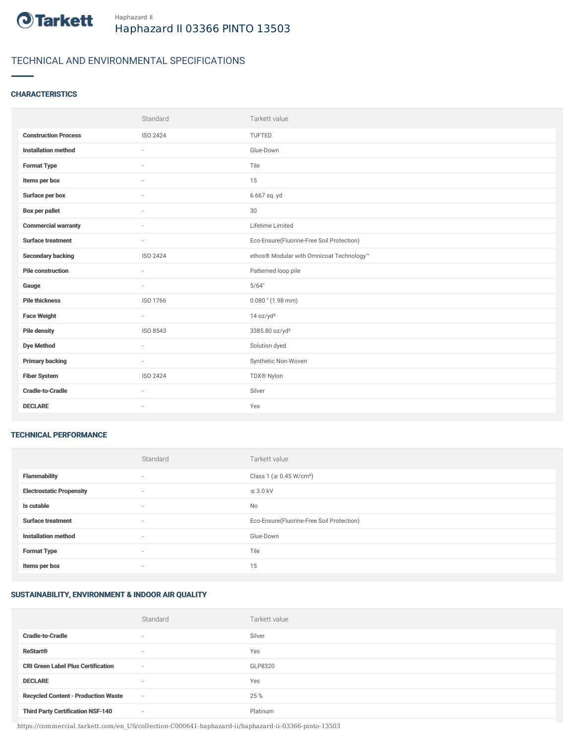Haphazard II

# Haphazard II 03366 PINTO 13503

## TECHNICAL AND ENVIRONMENTAL SPECIFICATIONS

### CHARACTERISTICS

| | Standard | Tarkett value |
|---|---|---|
| **Construction Process** | ISO 2424 | TUFTED |
| **Installation method** | - | Glue-Down |
| **Format Type** | - | Tile |
| **Items per box** | - | 15 |
| **Surface per box** | - | 6.667 sq. yd |
| **Box per pallet** | - | 30 |
| **Commercial warranty** | - | Lifetime Limited |
| **Surface treatment** | - | Eco-Ensure(Fluorine-Free Soil Protection) |
| **Secondary backing** | ISO 2424 | ethos® Modular with Omnicoat Technology™ |
| **Pile construction** | - | Patterned loop pile |
| **Gauge** | - | 5/64" |
| **Pile thickness** | ISO 1766 | 0.080 " (1.98 mm) |
| **Face Weight** | - | 14 oz/yd² |
| **Pile density** | ISO 8543 | 3385.80 oz/yd³ |
| **Dye Method** | - | Solution dyed |
| **Primary backing** | - | Synthetic Non-Woven |
| **Fiber System** | ISO 2424 | TDX® Nylon |
| **Cradle-to-Cradle** | - | Silver |
| **DECLARE** | - | Yes |

### TECHNICAL PERFORMANCE

| | Standard | Tarkett value |
|---|---|---|
| **Flammability** | - | Class 1 (≥ 0.45 W/cm²) |
| **Electrostatic Propensity** | - | ≤ 3.0 kV |
| **Is cutable** | - | No |
| **Surface treatment** | - | Eco-Ensure(Fluorine-Free Soil Protection) |
| **Installation method** | - | Glue-Down |
| **Format Type** | - | Tile |
| **Items per box** | - | 15 |

### SUSTAINABILITY, ENVIRONMENT & INDOOR AIR QUALITY

| | Standard | Tarkett value |
|---|---|---|
| **Cradle-to-Cradle** | - | Silver |
| **ReStart®** | - | Yes |
| **CRI Green Label Plus Certification** | - | GLP8320 |
| **DECLARE** | - | Yes |
| **Recycled Content - Production Waste** | - | 25 % |
| **Third Party Certification NSF-140** | - | Platinum |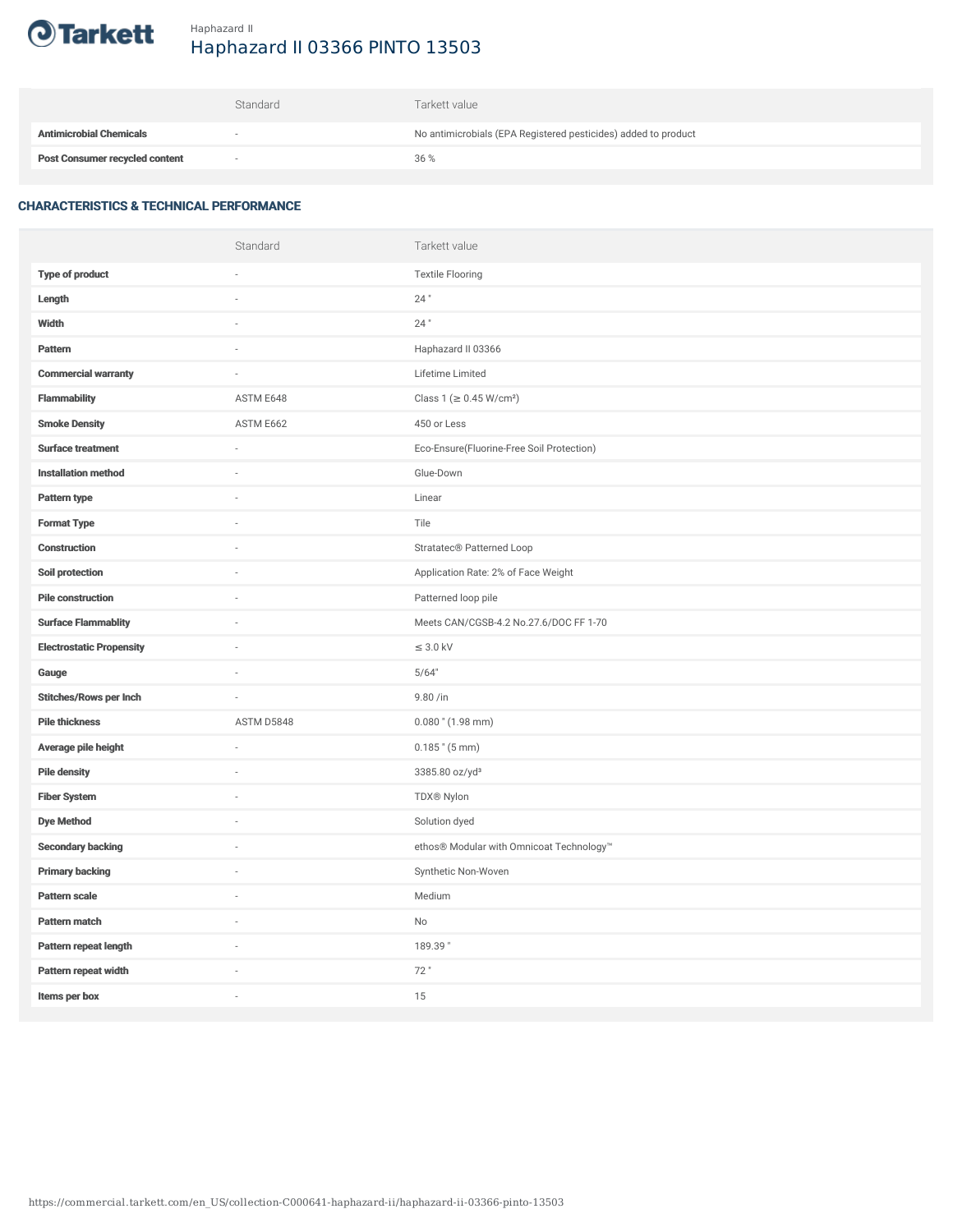Haphazard II

# Haphazard II 03366 PINTO 13503

| | Standard | Tarkett value |
|---|---|---|
| **Antimicrobial Chemicals** | - | No antimicrobials (EPA Registered pesticides) added to product |
| **Post Consumer recycled content** | - | 36 % |

## CHARACTERISTICS & TECHNICAL PERFORMANCE

| | Standard | Tarkett value |
|---|---|---|
| **Type of product** | - | Textile Flooring |
| **Length** | - | 24 " |
| **Width** | - | 24 " |
| **Pattern** | - | Haphazard II 03366 |
| **Commercial warranty** | - | Lifetime Limited |
| **Flammability** | ASTM E648 | Class 1 (≥ 0.45 W/cm²) |
| **Smoke Density** | ASTM E662 | 450 or Less |
| **Surface treatment** | - | Eco-Ensure(Fluorine-Free Soil Protection) |
| **Installation method** | - | Glue-Down |
| **Pattern type** | - | Linear |
| **Format Type** | - | Tile |
| **Construction** | - | Stratatec® Patterned Loop |
| **Soil protection** | - | Application Rate: 2% of Face Weight |
| **Pile construction** | - | Patterned loop pile |
| **Surface Flammablity** | - | Meets CAN/CGSB-4.2 No.27.6/DOC FF 1-70 |
| **Electrostatic Propensity** | - | ≤ 3.0 kV |
| **Gauge** | - | 5/64" |
| **Stitches/Rows per Inch** | - | 9.80 /in |
| **Pile thickness** | ASTM D5848 | 0.080 " (1.98 mm) |
| **Average pile height** | - | 0.185 " (5 mm) |
| **Pile density** | - | 3385.80 oz/yd³ |
| **Fiber System** | - | TDX® Nylon |
| **Dye Method** | - | Solution dyed |
| **Secondary backing** | - | ethos® Modular with Omnicoat Technology™ |
| **Primary backing** | - | Synthetic Non-Woven |
| **Pattern scale** | - | Medium |
| **Pattern match** | - | No |
| **Pattern repeat length** | - | 189.39 " |
| **Pattern repeat width** | - | 72 " |
| **Items per box** | - | 15 |

https://commercial.tarkett.com/en_US/collection-C000641-haphazard-ii/haphazard-ii-03366-pinto-13503